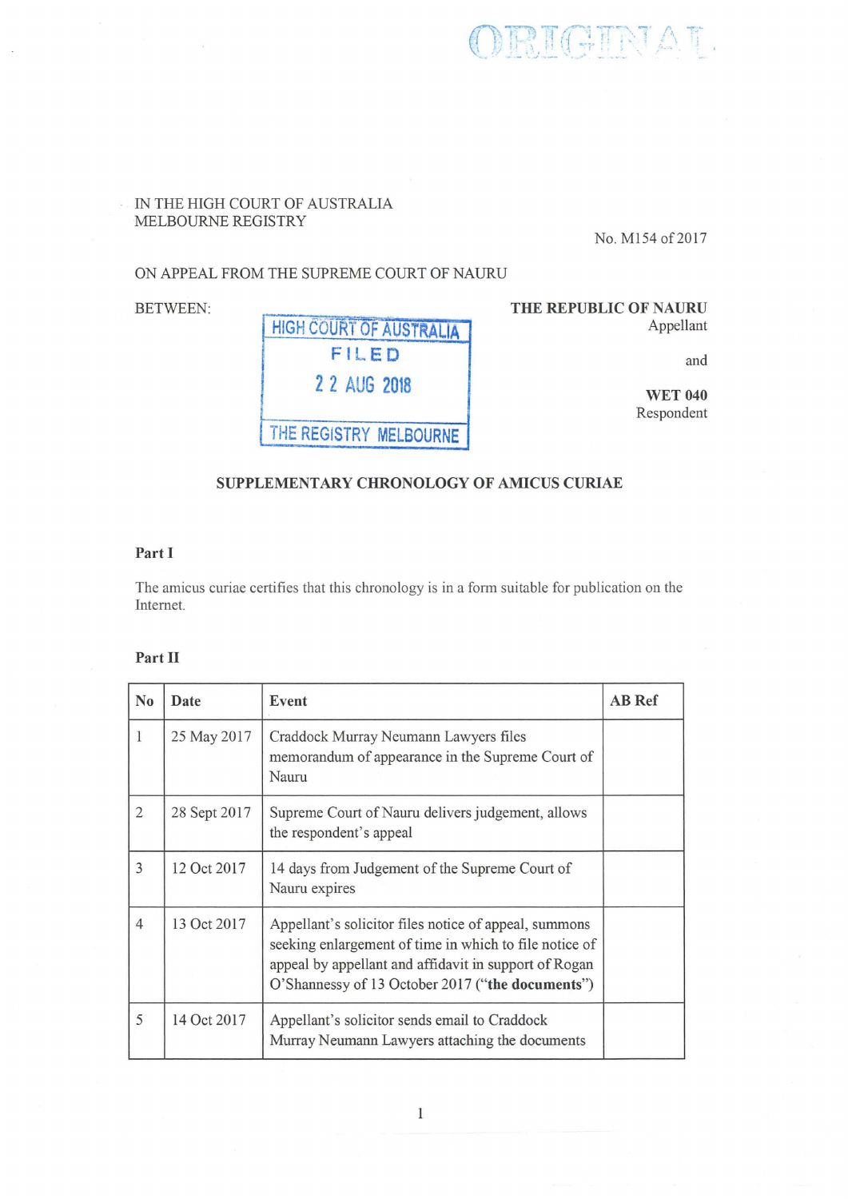IN THE HIGH COURT OF AUSTRALIA
MELBOURNE REGISTRY

No. M154 of 2017

ON APPEAL FROM THE SUPREME COURT OF NAURU

BETWEEN:

**THE REPUBLIC OF NAURU**
Appellant

and

**WET 040**
Respondent

HIGH COURT OF AUSTRALIA
FILED
22 AUG 2018
THE REGISTRY MELBOURNE

## SUPPLEMENTARY CHRONOLOGY OF AMICUS CURIAE

### Part I

The amicus curiae certifies that this chronology is in a form suitable for publication on the Internet.

### Part II

| No | Date | Event | AB Ref |
|---|---|---|---|
| 1 | 25 May 2017 | Craddock Murray Neumann Lawyers files memorandum of appearance in the Supreme Court of Nauru | |
| 2 | 28 Sept 2017 | Supreme Court of Nauru delivers judgement, allows the respondent's appeal | |
| 3 | 12 Oct 2017 | 14 days from Judgement of the Supreme Court of Nauru expires | |
| 4 | 13 Oct 2017 | Appellant's solicitor files notice of appeal, summons seeking enlargement of time in which to file notice of appeal by appellant and affidavit in support of Rogan O'Shannessy of 13 October 2017 (**"the documents"**) | |
| 5 | 14 Oct 2017 | Appellant's solicitor sends email to Craddock Murray Neumann Lawyers attaching the documents | |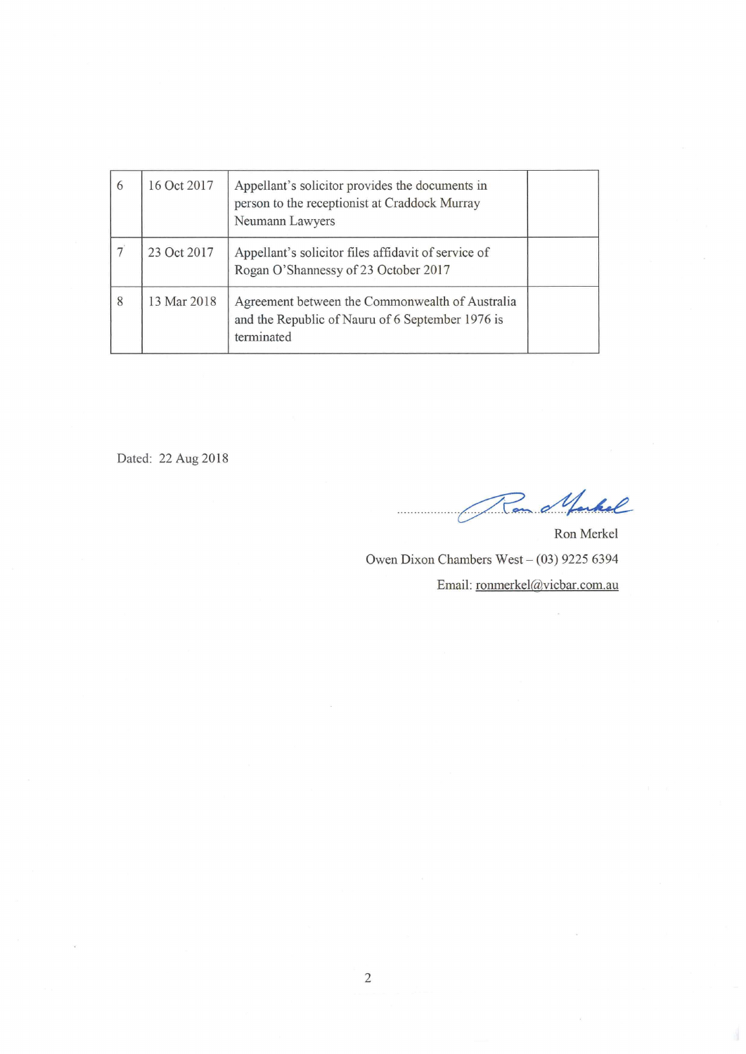| | | | |
|---|---|---|---|
| 6 | 16 Oct 2017 | Appellant's solicitor provides the documents in person to the receptionist at Craddock Murray Neumann Lawyers | |
| 7 | 23 Oct 2017 | Appellant's solicitor files affidavit of service of Rogan O'Shannessy of 23 October 2017 | |
| 8 | 13 Mar 2018 | Agreement between the Commonwealth of Australia and the Republic of Nauru of 6 September 1976 is terminated | |

Dated: 22 Aug 2018

Ron Merkel

Owen Dixon Chambers West – (03) 9225 6394

Email: ronmerkel@vicbar.com.au